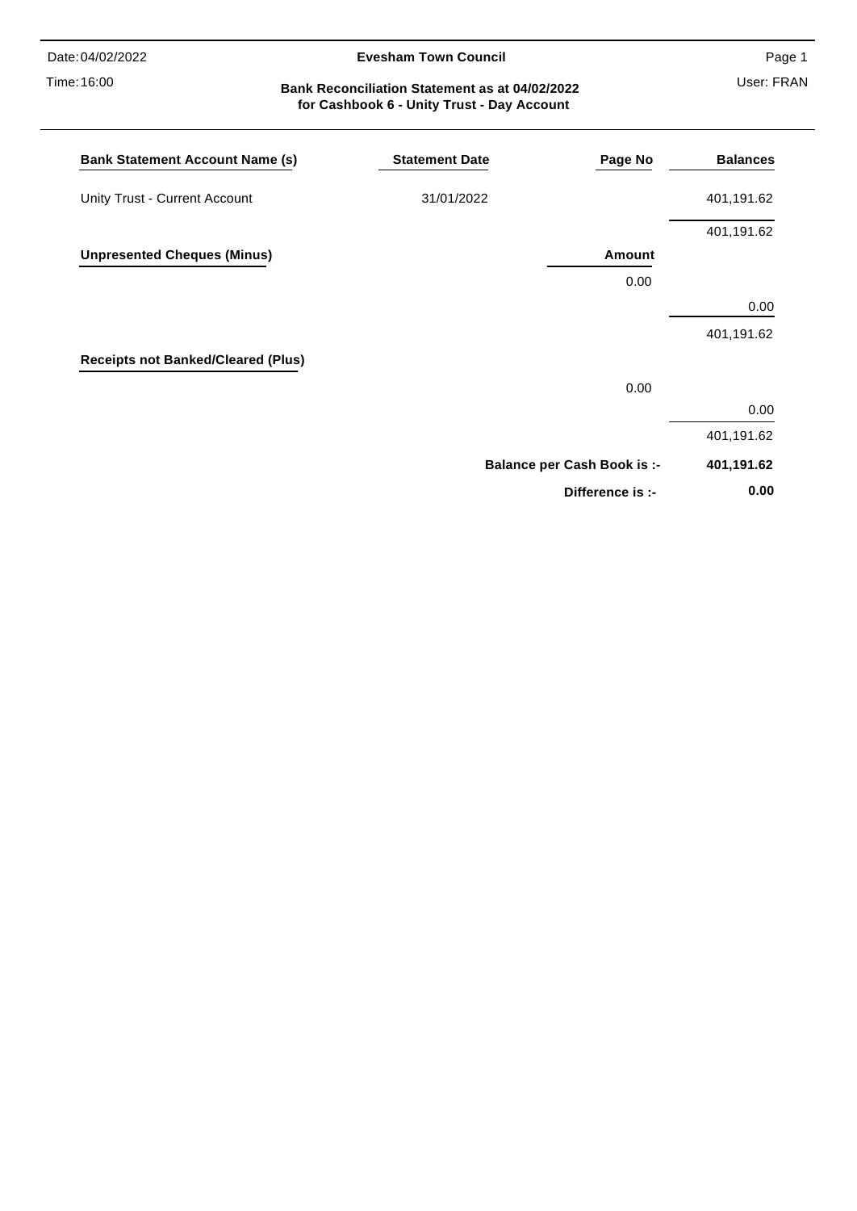Date: 04/02/2022

Time: 16:00

**Evesham Town Council**

User: FRAN

**Bank Reconciliation Statement as at 04/02/2022**
**for Cashbook 6 - Unity Trust - Day Account**

| Bank Statement Account Name (s) | Statement Date | Page No | Balances |
|---|---|---|---|
| Unity Trust - Current Account | 31/01/2022 | | 401,191.62 |
| | | | 401,191.62 |
| **Unpresented Cheques (Minus)** | | **Amount** | |
| | | 0.00 | |
| | | | 0.00 |
| | | | 401,191.62 |
| **Receipts not Banked/Cleared (Plus)** | | | |
| | | 0.00 | |
| | | | 0.00 |
| | | | 401,191.62 |
| | | **Balance per Cash Book is :-** | **401,191.62** |
| | | **Difference is :-** | **0.00** |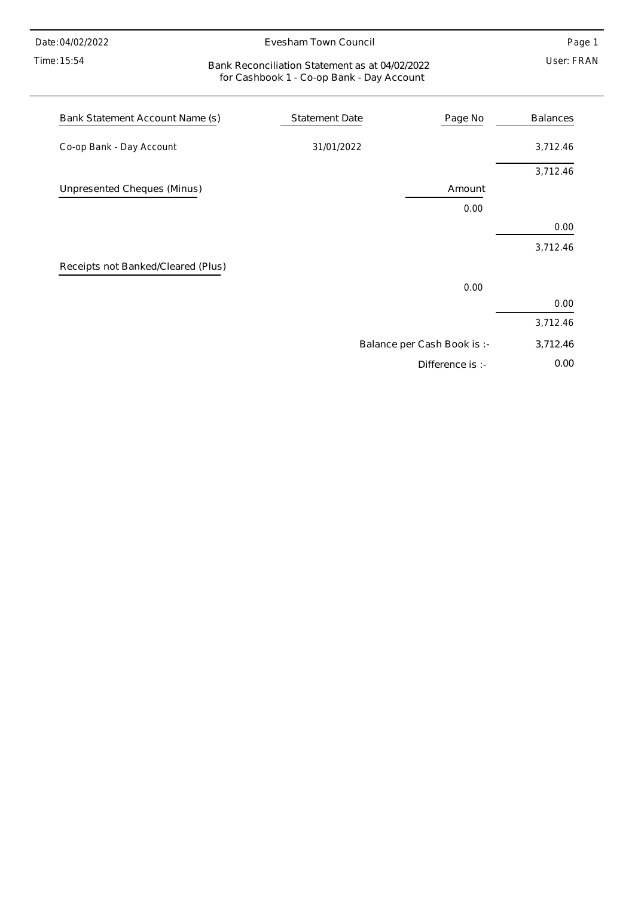Date: 04/02/2022 | Evesham Town Council | Page 1

Time: 15:54 | User: FRAN

## Bank Reconciliation Statement as at 04/02/2022 for Cashbook 1 - Co-op Bank - Day Account

| Bank Statement Account Name (s) | Statement Date | Page No | Balances |
|---|---|---|---|
| Co-op Bank - Day Account | 31/01/2022 | | 3,712.46 |
| | | | 3,712.46 |
| **Unpresented Cheques (Minus)** | | **Amount** | |
| | | 0.00 | |
| | | | 0.00 |
| | | | 3,712.46 |
| **Receipts not Banked/Cleared (Plus)** | | | |
| | | 0.00 | |
| | | | 0.00 |
| | | | 3,712.46 |
| | | Balance per Cash Book is :- | 3,712.46 |
| | | Difference is :- | 0.00 |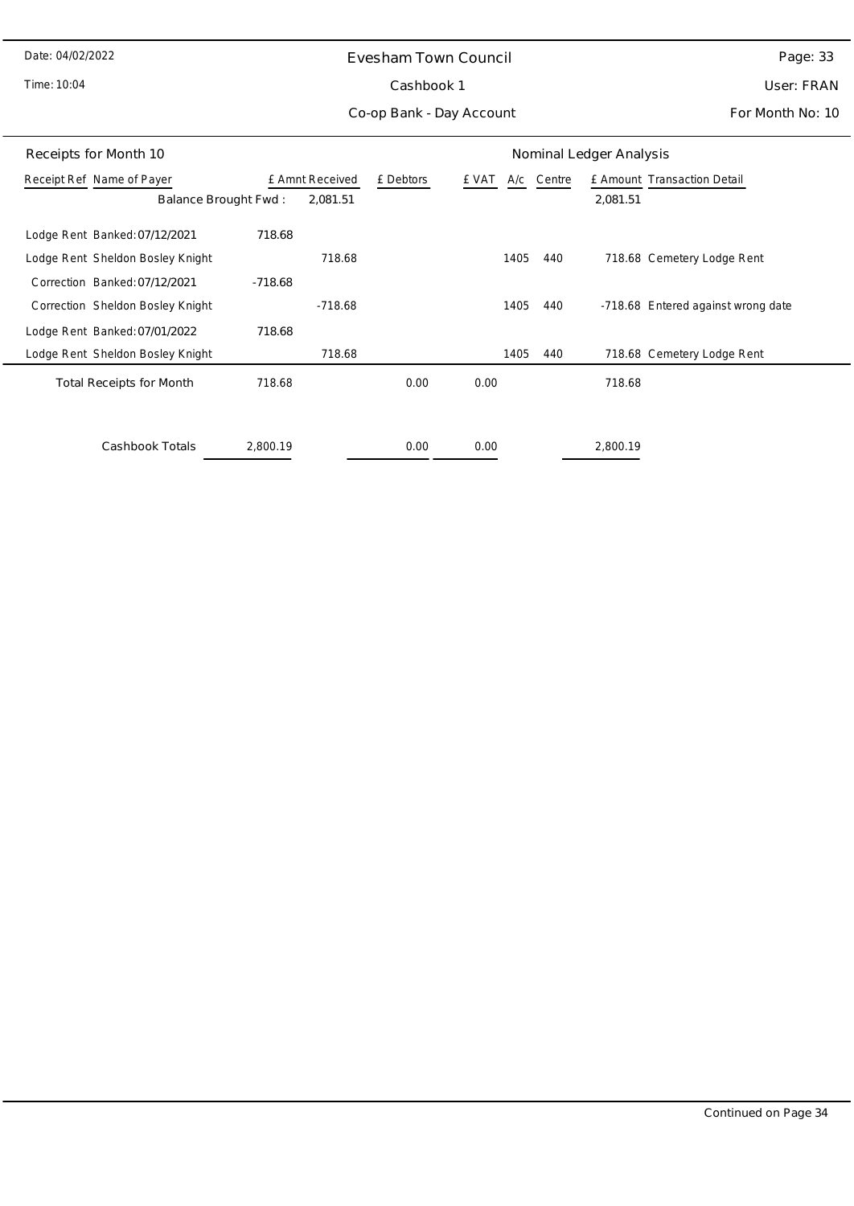# Evesham Town Council

Cashbook 1

Co-op Bank - Day Account

Date: 04/02/2022

Time: 10:04

User: FRAN

For Month No: 10

## Receipts for Month 10

| Receipt Ref | Name of Payer | | £ Amnt Received | £ Debtors | £ VAT | A/c | Centre | £ Amount | Transaction Detail |
|---|---|---|---|---|---|---|---|---|---|
| | Balance Brought Fwd : | | 2,081.51 | | | | | 2,081.51 | |
| Lodge Rent | Banked: 07/12/2021 | 718.68 | | | | | | | |
| Lodge Rent | Sheldon Bosley Knight | | 718.68 | | | 1405 | 440 | 718.68 | Cemetery Lodge Rent |
| Correction | Banked: 07/12/2021 | -718.68 | | | | | | | |
| Correction | Sheldon Bosley Knight | | -718.68 | | | 1405 | 440 | -718.68 | Entered against wrong date |
| Lodge Rent | Banked: 07/01/2022 | 718.68 | | | | | | | |
| Lodge Rent | Sheldon Bosley Knight | | 718.68 | | | 1405 | 440 | 718.68 | Cemetery Lodge Rent |
| | Total Receipts for Month | 718.68 | | 0.00 | 0.00 | | | 718.68 | |
| | Cashbook Totals | 2,800.19 | | 0.00 | 0.00 | | | 2,800.19 | |

Continued on Page 34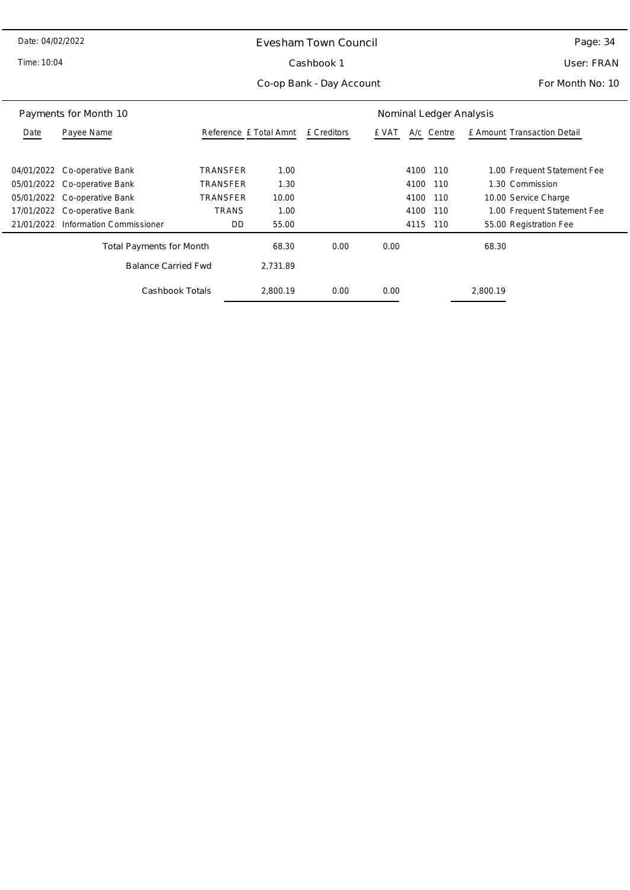Date: 04/02/2022

Time: 10:04

# Evesham Town Council

## Cashbook 1

## Co-op Bank - Day Account

User: FRAN

For Month No: 10

### Payments for Month 10

| Date | Payee Name | Reference | £ Total Amnt | £ Creditors | £ VAT | A/c | Centre | £ Amount | Transaction Detail |
|---|---|---|---|---|---|---|---|---|---|
| 04/01/2022 | Co-operative Bank | TRANSFER | 1.00 | | | 4100 | 110 | 1.00 | Frequent Statement Fee |
| 05/01/2022 | Co-operative Bank | TRANSFER | 1.30 | | | 4100 | 110 | 1.30 | Commission |
| 05/01/2022 | Co-operative Bank | TRANSFER | 10.00 | | | 4100 | 110 | 10.00 | Service Charge |
| 17/01/2022 | Co-operative Bank | TRANS | 1.00 | | | 4100 | 110 | 1.00 | Frequent Statement Fee |
| 21/01/2022 | Information Commissioner | DD | 55.00 | | | 4115 | 110 | 55.00 | Registration Fee |
| | Total Payments for Month | | 68.30 | 0.00 | 0.00 | | | 68.30 | |
| | Balance Carried Fwd | | 2,731.89 | | | | | | |
| | Cashbook Totals | | 2,800.19 | 0.00 | 0.00 | | | 2,800.19 | |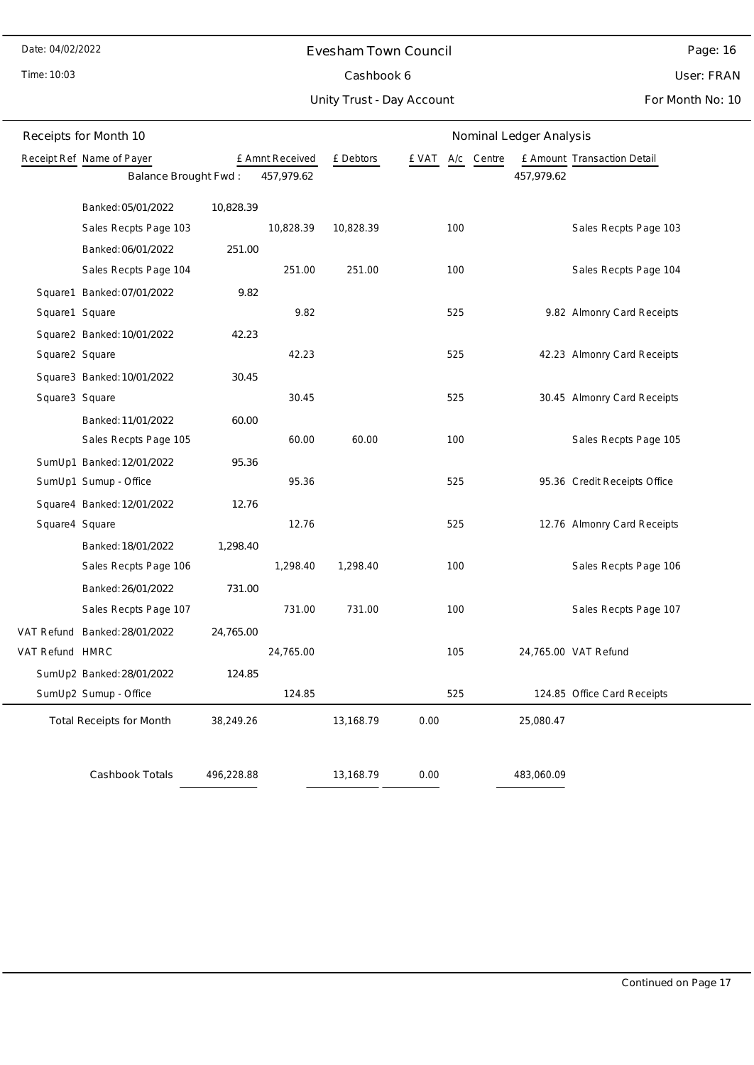Date: 04/02/2022

Time: 10:03

# Evesham Town Council

## Cashbook 6

### Unity Trust - Day Account

User: FRAN

For Month No: 10

**Receipts for Month 10** — Nominal Ledger Analysis

| Receipt Ref | Name of Payer | | £ Amnt Received | £ Debtors | £ VAT | A/c | Centre | £ Amount | Transaction Detail |
|---|---|---|---|---|---|---|---|---|---|
| | Balance Brought Fwd : | | 457,979.62 | | | | | 457,979.62 | |
| | Banked: 05/01/2022 | 10,828.39 | | | | | | | |
| | Sales Recpts Page 103 | | 10,828.39 | 10,828.39 | | 100 | | | Sales Recpts Page 103 |
| | Banked: 06/01/2022 | 251.00 | | | | | | | |
| | Sales Recpts Page 104 | | 251.00 | 251.00 | | 100 | | | Sales Recpts Page 104 |
| Square1 | Banked: 07/01/2022 | 9.82 | | | | | | | |
| Square1 | Square | | 9.82 | | | 525 | | 9.82 | Almonry Card Receipts |
| Square2 | Banked: 10/01/2022 | 42.23 | | | | | | | |
| Square2 | Square | | 42.23 | | | 525 | | 42.23 | Almonry Card Receipts |
| Square3 | Banked: 10/01/2022 | 30.45 | | | | | | | |
| Square3 | Square | | 30.45 | | | 525 | | 30.45 | Almonry Card Receipts |
| | Banked: 11/01/2022 | 60.00 | | | | | | | |
| | Sales Recpts Page 105 | | 60.00 | 60.00 | | 100 | | | Sales Recpts Page 105 |
| SumUp1 | Banked: 12/01/2022 | 95.36 | | | | | | | |
| SumUp1 | Sumup - Office | | 95.36 | | | 525 | | 95.36 | Credit Receipts Office |
| Square4 | Banked: 12/01/2022 | 12.76 | | | | | | | |
| Square4 | Square | | 12.76 | | | 525 | | 12.76 | Almonry Card Receipts |
| | Banked: 18/01/2022 | 1,298.40 | | | | | | | |
| | Sales Recpts Page 106 | | 1,298.40 | 1,298.40 | | 100 | | | Sales Recpts Page 106 |
| | Banked: 26/01/2022 | 731.00 | | | | | | | |
| | Sales Recpts Page 107 | | 731.00 | 731.00 | | 100 | | | Sales Recpts Page 107 |
| VAT Refund | Banked: 28/01/2022 | 24,765.00 | | | | | | | |
| VAT Refund | HMRC | | 24,765.00 | | | 105 | | 24,765.00 | VAT Refund |
| SumUp2 | Banked: 28/01/2022 | 124.85 | | | | | | | |
| SumUp2 | Sumup - Office | | 124.85 | | | 525 | | 124.85 | Office Card Receipts |
| | Total Receipts for Month | 38,249.26 | | 13,168.79 | 0.00 | | | 25,080.47 | |
| | Cashbook Totals | 496,228.88 | | 13,168.79 | 0.00 | | | 483,060.09 | |

Continued on Page 17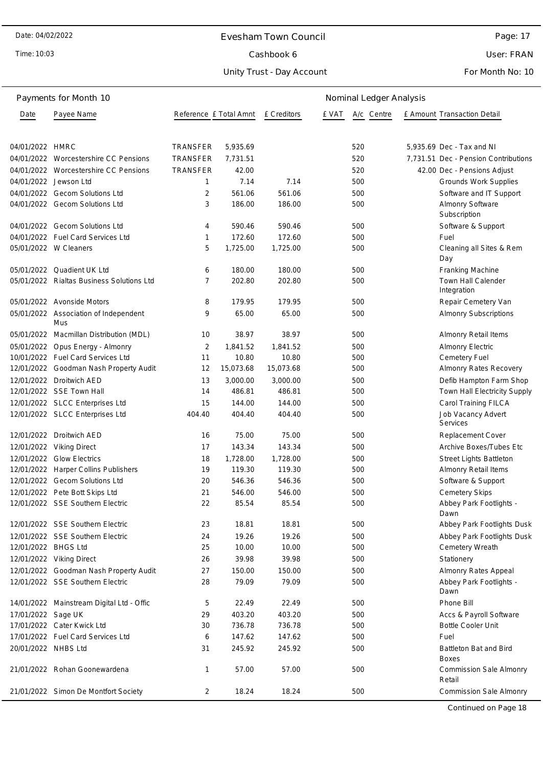Date: 04/02/2022 | Evesham Town Council | Page: 17
Time: 10:03 | Cashbook 6 | User: FRAN
Unity Trust - Day Account | For Month No: 10

## Payments for Month 10

| Date | Payee Name | Reference | £ Total Amnt | £ Creditors | £ VAT | A/c | Centre | £ Amount | Transaction Detail |
|---|---|---|---|---|---|---|---|---|---|
| 04/01/2022 | HMRC | TRANSFER | 5,935.69 | | | 520 | | 5,935.69 | Dec - Tax and NI |
| 04/01/2022 | Worcestershire CC Pensions | TRANSFER | 7,731.51 | | | 520 | | 7,731.51 | Dec - Pension Contributions |
| 04/01/2022 | Worcestershire CC Pensions | TRANSFER | 42.00 | | | 520 | | 42.00 | Dec - Pensions Adjust |
| 04/01/2022 | Jewson Ltd | 1 | 7.14 | 7.14 | | 500 | | | Grounds Work Supplies |
| 04/01/2022 | Gecom Solutions Ltd | 2 | 561.06 | 561.06 | | 500 | | | Software and IT Support |
| 04/01/2022 | Gecom Solutions Ltd | 3 | 186.00 | 186.00 | | 500 | | | Almonry Software Subscription |
| 04/01/2022 | Gecom Solutions Ltd | 4 | 590.46 | 590.46 | | 500 | | | Software & Support |
| 04/01/2022 | Fuel Card Services Ltd | 1 | 172.60 | 172.60 | | 500 | | | Fuel |
| 05/01/2022 | W Cleaners | 5 | 1,725.00 | 1,725.00 | | 500 | | | Cleaning all Sites & Rem Day |
| 05/01/2022 | Quadient UK Ltd | 6 | 180.00 | 180.00 | | 500 | | | Franking Machine |
| 05/01/2022 | Rialtas Business Solutions Ltd | 7 | 202.80 | 202.80 | | 500 | | | Town Hall Calender Integration |
| 05/01/2022 | Avonside Motors | 8 | 179.95 | 179.95 | | 500 | | | Repair Cemetery Van |
| 05/01/2022 | Association of Independent Mus | 9 | 65.00 | 65.00 | | 500 | | | Almonry Subscriptions |
| 05/01/2022 | Macmillan Distribution (MDL) | 10 | 38.97 | 38.97 | | 500 | | | Almonry Retail Items |
| 05/01/2022 | Opus Energy - Almonry | 2 | 1,841.52 | 1,841.52 | | 500 | | | Almonry Electric |
| 10/01/2022 | Fuel Card Services Ltd | 11 | 10.80 | 10.80 | | 500 | | | Cemetery Fuel |
| 12/01/2022 | Goodman Nash Property Audit | 12 | 15,073.68 | 15,073.68 | | 500 | | | Almonry Rates Recovery |
| 12/01/2022 | Droitwich AED | 13 | 3,000.00 | 3,000.00 | | 500 | | | Defib Hampton Farm Shop |
| 12/01/2022 | SSE Town Hall | 14 | 486.81 | 486.81 | | 500 | | | Town Hall Electricity Supply |
| 12/01/2022 | SLCC Enterprises Ltd | 15 | 144.00 | 144.00 | | 500 | | | Carol Training FILCA |
| 12/01/2022 | SLCC Enterprises Ltd | 404.40 | 404.40 | 404.40 | | 500 | | | Job Vacancy Advert Services |
| 12/01/2022 | Droitwich AED | 16 | 75.00 | 75.00 | | 500 | | | Replacement Cover |
| 12/01/2022 | Viking Direct | 17 | 143.34 | 143.34 | | 500 | | | Archive Boxes/Tubes Etc |
| 12/01/2022 | Glow Electrics | 18 | 1,728.00 | 1,728.00 | | 500 | | | Street Lights Battleton |
| 12/01/2022 | Harper Collins Publishers | 19 | 119.30 | 119.30 | | 500 | | | Almonry Retail Items |
| 12/01/2022 | Gecom Solutions Ltd | 20 | 546.36 | 546.36 | | 500 | | | Software & Support |
| 12/01/2022 | Pete Bott Skips Ltd | 21 | 546.00 | 546.00 | | 500 | | | Cemetery Skips |
| 12/01/2022 | SSE Southern Electric | 22 | 85.54 | 85.54 | | 500 | | | Abbey Park Footlights - Dawn |
| 12/01/2022 | SSE Southern Electric | 23 | 18.81 | 18.81 | | 500 | | | Abbey Park Footlights Dusk |
| 12/01/2022 | SSE Southern Electric | 24 | 19.26 | 19.26 | | 500 | | | Abbey Park Footlights Dusk |
| 12/01/2022 | BHGS Ltd | 25 | 10.00 | 10.00 | | 500 | | | Cemetery Wreath |
| 12/01/2022 | Viking Direct | 26 | 39.98 | 39.98 | | 500 | | | Stationery |
| 12/01/2022 | Goodman Nash Property Audit | 27 | 150.00 | 150.00 | | 500 | | | Almonry Rates Appeal |
| 12/01/2022 | SSE Southern Electric | 28 | 79.09 | 79.09 | | 500 | | | Abbey Park Footlights - Dawn |
| 14/01/2022 | Mainstream Digital Ltd - Offic | 5 | 22.49 | 22.49 | | 500 | | | Phone Bill |
| 17/01/2022 | Sage UK | 29 | 403.20 | 403.20 | | 500 | | | Accs & Payroll Software |
| 17/01/2022 | Cater Kwick Ltd | 30 | 736.78 | 736.78 | | 500 | | | Bottle Cooler Unit |
| 17/01/2022 | Fuel Card Services Ltd | 6 | 147.62 | 147.62 | | 500 | | | Fuel |
| 20/01/2022 | NHBS Ltd | 31 | 245.92 | 245.92 | | 500 | | | Battleton Bat and Bird Boxes |
| 21/01/2022 | Rohan Goonewardena | 1 | 57.00 | 57.00 | | 500 | | | Commission Sale Almonry Retail |
| 21/01/2022 | Simon De Montfort Society | 2 | 18.24 | 18.24 | | 500 | | | Commission Sale Almonry |

Continued on Page 18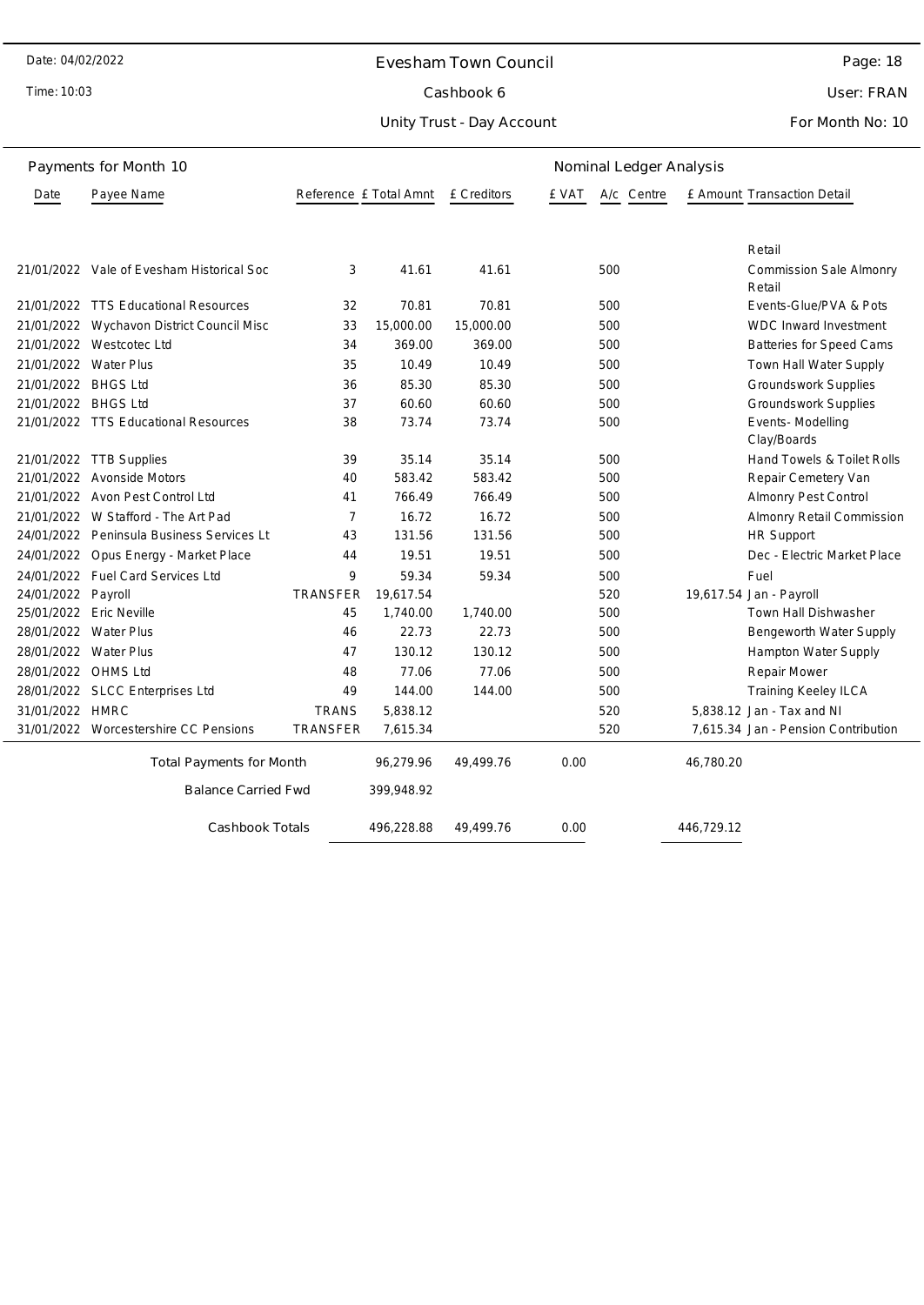Date: 04/02/2022

Time: 10:03

# Evesham Town Council

## Cashbook 6

## Unity Trust - Day Account

Page: 18

User: FRAN

For Month No: 10

**Payments for Month 10** — **Nominal Ledger Analysis**

| Date | Payee Name | Reference | £ Total Amnt | £ Creditors | £ VAT | A/c | Centre | £ Amount | Transaction Detail |
|---|---|---|---|---|---|---|---|---|---|
| | | | | | | | | | Retail |
| 21/01/2022 | Vale of Evesham Historical Soc | 3 | 41.61 | 41.61 | | 500 | | | Commission Sale Almonry Retail |
| 21/01/2022 | TTS Educational Resources | 32 | 70.81 | 70.81 | | 500 | | | Events-Glue/PVA & Pots |
| 21/01/2022 | Wychavon District Council Misc | 33 | 15,000.00 | 15,000.00 | | 500 | | | WDC Inward Investment |
| 21/01/2022 | Westcotec Ltd | 34 | 369.00 | 369.00 | | 500 | | | Batteries for Speed Cams |
| 21/01/2022 | Water Plus | 35 | 10.49 | 10.49 | | 500 | | | Town Hall Water Supply |
| 21/01/2022 | BHGS Ltd | 36 | 85.30 | 85.30 | | 500 | | | Groundswork Supplies |
| 21/01/2022 | BHGS Ltd | 37 | 60.60 | 60.60 | | 500 | | | Groundswork Supplies |
| 21/01/2022 | TTS Educational Resources | 38 | 73.74 | 73.74 | | 500 | | | Events- Modelling Clay/Boards |
| 21/01/2022 | TTB Supplies | 39 | 35.14 | 35.14 | | 500 | | | Hand Towels & Toilet Rolls |
| 21/01/2022 | Avonside Motors | 40 | 583.42 | 583.42 | | 500 | | | Repair Cemetery Van |
| 21/01/2022 | Avon Pest Control Ltd | 41 | 766.49 | 766.49 | | 500 | | | Almonry Pest Control |
| 21/01/2022 | W Stafford - The Art Pad | 7 | 16.72 | 16.72 | | 500 | | | Almonry Retail Commission |
| 24/01/2022 | Peninsula Business Services Lt | 43 | 131.56 | 131.56 | | 500 | | | HR Support |
| 24/01/2022 | Opus Energy - Market Place | 44 | 19.51 | 19.51 | | 500 | | | Dec - Electric Market Place |
| 24/01/2022 | Fuel Card Services Ltd | 9 | 59.34 | 59.34 | | 500 | | | Fuel |
| 24/01/2022 | Payroll | TRANSFER | 19,617.54 | | | 520 | | 19,617.54 | Jan - Payroll |
| 25/01/2022 | Eric Neville | 45 | 1,740.00 | 1,740.00 | | 500 | | | Town Hall Dishwasher |
| 28/01/2022 | Water Plus | 46 | 22.73 | 22.73 | | 500 | | | Bengeworth Water Supply |
| 28/01/2022 | Water Plus | 47 | 130.12 | 130.12 | | 500 | | | Hampton Water Supply |
| 28/01/2022 | OHMS Ltd | 48 | 77.06 | 77.06 | | 500 | | | Repair Mower |
| 28/01/2022 | SLCC Enterprises Ltd | 49 | 144.00 | 144.00 | | 500 | | | Training Keeley ILCA |
| 31/01/2022 | HMRC | TRANS | 5,838.12 | | | 520 | | 5,838.12 | Jan - Tax and NI |
| 31/01/2022 | Worcestershire CC Pensions | TRANSFER | 7,615.34 | | | 520 | | 7,615.34 | Jan - Pension Contribution |
| | Total Payments for Month | | 96,279.96 | 49,499.76 | 0.00 | | | 46,780.20 | |
| | Balance Carried Fwd | | 399,948.92 | | | | | | |
| | Cashbook Totals | | 496,228.88 | 49,499.76 | 0.00 | | | 446,729.12 | |